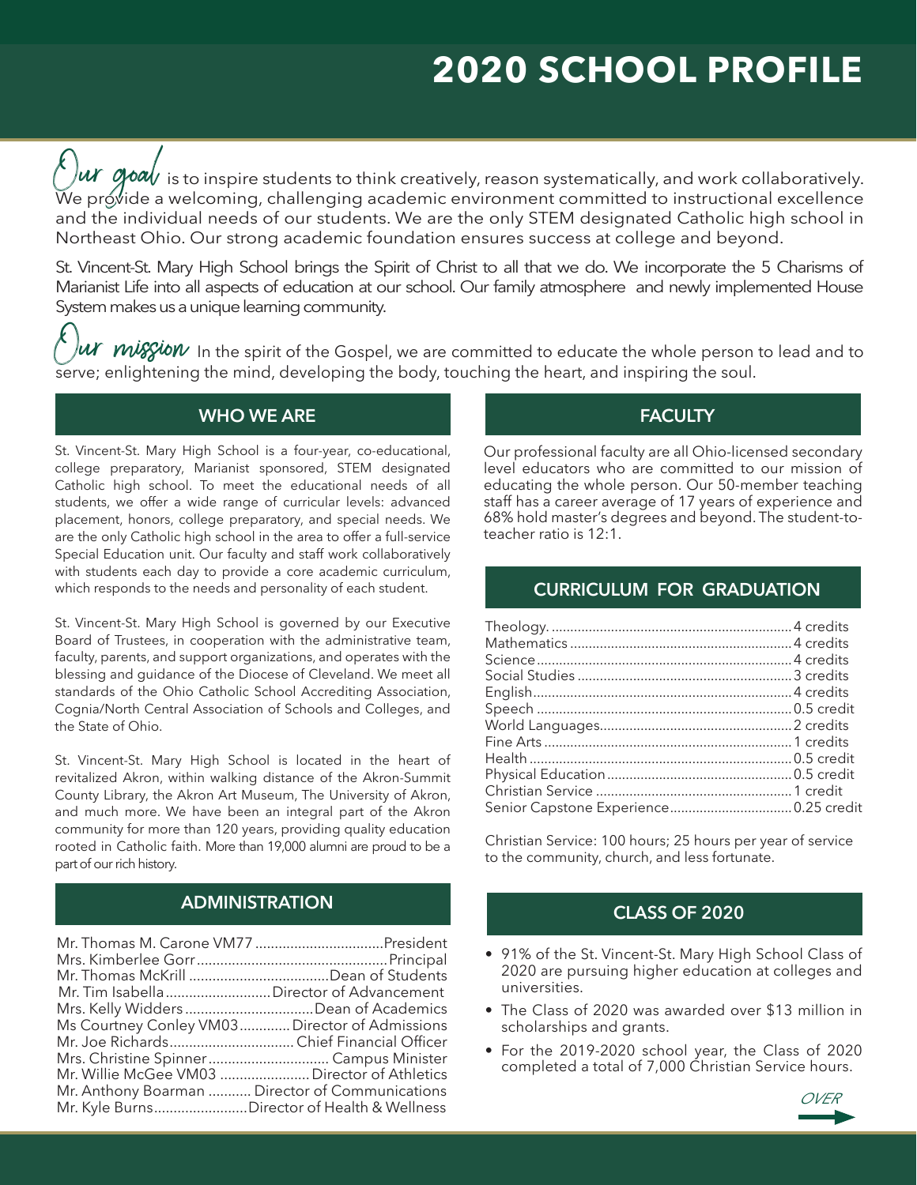# 2020 SCHOOL PROFILE

**Our goal** is to inspire students to think creatively, reason systematically, and work collaboratively. We provide a welcoming, challenging academic environment committed to instructional excellence and the individual needs of our students. We are the only STEM designated Catholic high school in Northeast Ohio. Our strong academic foundation ensures success at college and beyond.

St. Vincent-St. Mary High School brings the Spirit of Christ to all that we do. We incorporate the 5 Charisms of Marianist Life into all aspects of education at our school. Our family atmosphere and newly implemented House System makes us a unique learning community.

**Our mission** In the spirit of the Gospel, we are committed to educate the whole person to lead and to serve; enlightening the mind, developing the body, touching the heart, and inspiring the soul.

## WHO WE ARE

St. Vincent-St. Mary High School is a four-year, co-educational, college preparatory, Marianist sponsored, STEM designated Catholic high school. To meet the educational needs of all students, we offer a wide range of curricular levels: advanced placement, honors, college preparatory, and special needs. We are the only Catholic high school in the area to offer a full-service Special Education unit. Our faculty and staff work collaboratively with students each day to provide a core academic curriculum, which responds to the needs and personality of each student.

St. Vincent-St. Mary High School is governed by our Executive Board of Trustees, in cooperation with the administrative team, faculty, parents, and support organizations, and operates with the blessing and guidance of the Diocese of Cleveland. We meet all standards of the Ohio Catholic School Accrediting Association, Cognia/North Central Association of Schools and Colleges, and the State of Ohio.

St. Vincent-St. Mary High School is located in the heart of revitalized Akron, within walking distance of the Akron-Summit County Library, the Akron Art Museum, The University of Akron, and much more. We have been an integral part of the Akron community for more than 120 years, providing quality education rooted in Catholic faith. More than 19,000 alumni are proud to be a part of our rich history.

## ADMINISTRATION

| Name | Title |
|---|---|
| Mr. Thomas M. Carone VM77 | President |
| Mrs. Kimberlee Gorr | Principal |
| Mr. Thomas McKrill | Dean of Students |
| Mr. Tim Isabella | Director of Advancement |
| Mrs. Kelly Widders | Dean of Academics |
| Ms Courtney Conley VM03 | Director of Admissions |
| Mr. Joe Richards | Chief Financial Officer |
| Mrs. Christine Spinner | Campus Minister |
| Mr. Willie McGee VM03 | Director of Athletics |
| Mr. Anthony Boarman | Director of Communications |
| Mr. Kyle Burns | Director of Health & Wellness |

## FACULTY

Our professional faculty are all Ohio-licensed secondary level educators who are committed to our mission of educating the whole person. Our 50-member teaching staff has a career average of 17 years of experience and 68% hold master's degrees and beyond. The student-to-teacher ratio is 12:1.

## CURRICULUM FOR GRADUATION

| Subject | Credits |
|---|---|
| Theology | 4 credits |
| Mathematics | 4 credits |
| Science | 4 credits |
| Social Studies | 3 credits |
| English | 4 credits |
| Speech | 0.5 credit |
| World Languages | 2 credits |
| Fine Arts | 1 credits |
| Health | 0.5 credit |
| Physical Education | 0.5 credit |
| Christian Service | 1 credit |
| Senior Capstone Experience | 0.25 credit |

Christian Service: 100 hours; 25 hours per year of service to the community, church, and less fortunate.

## CLASS OF 2020

- 91% of the St. Vincent-St. Mary High School Class of 2020 are pursuing higher education at colleges and universities.
- The Class of 2020 was awarded over $13 million in scholarships and grants.
- For the 2019-2020 school year, the Class of 2020 completed a total of 7,000 Christian Service hours.

*OVER*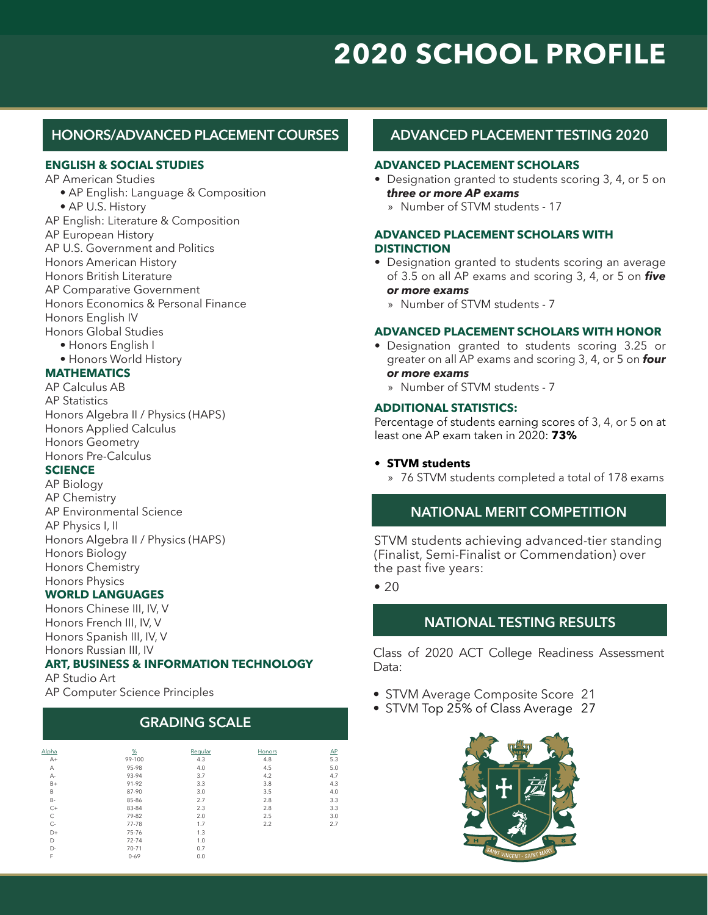# 2020 SCHOOL PROFILE

## HONORS/ADVANCED PLACEMENT COURSES

### ENGLISH & SOCIAL STUDIES

AP American Studies
- AP English: Language & Composition
- AP U.S. History

AP English: Literature & Composition
AP European History
AP U.S. Government and Politics
Honors American History
Honors British Literature
AP Comparative Government
Honors Economics & Personal Finance
Honors English IV
Honors Global Studies
- Honors English I
- Honors World History

### MATHEMATICS

AP Calculus AB
AP Statistics
Honors Algebra II / Physics (HAPS)
Honors Applied Calculus
Honors Geometry
Honors Pre-Calculus

### SCIENCE

AP Biology
AP Chemistry
AP Environmental Science
AP Physics I, II
Honors Algebra II / Physics (HAPS)
Honors Biology
Honors Chemistry
Honors Physics

### WORLD LANGUAGES

Honors Chinese III, IV, V
Honors French III, IV, V
Honors Spanish III, IV, V
Honors Russian III, IV

### ART, BUSINESS & INFORMATION TECHNOLOGY

AP Studio Art
AP Computer Science Principles

## GRADING SCALE

| Alpha | % | Regular | Honors | AP |
|---|---|---|---|---|
| A+ | 99-100 | 4.3 | 4.8 | 5.3 |
| A | 95-98 | 4.0 | 4.5 | 5.0 |
| A- | 93-94 | 3.7 | 4.2 | 4.7 |
| B+ | 91-92 | 3.3 | 3.8 | 4.3 |
| B | 87-90 | 3.0 | 3.5 | 4.0 |
| B- | 85-86 | 2.7 | 2.8 | 3.3 |
| C+ | 83-84 | 2.3 | 2.8 | 3.3 |
| C | 79-82 | 2.0 | 2.5 | 3.0 |
| C- | 77-78 | 1.7 | 2.2 | 2.7 |
| D+ | 75-76 | 1.3 | | |
| D | 72-74 | 1.0 | | |
| D- | 70-71 | 0.7 | | |
| F | 0-69 | 0.0 | | |

## ADVANCED PLACEMENT TESTING 2020

### ADVANCED PLACEMENT SCHOLARS

- Designation granted to students scoring 3, 4, or 5 on ***three or more AP exams***
  - Number of STVM students - 17

### ADVANCED PLACEMENT SCHOLARS WITH DISTINCTION

- Designation granted to students scoring an average of 3.5 on all AP exams and scoring 3, 4, or 5 on ***five or more exams***
  - Number of STVM students - 7

### ADVANCED PLACEMENT SCHOLARS WITH HONOR

- Designation granted to students scoring 3.25 or greater on all AP exams and scoring 3, 4, or 5 on ***four or more exams***
  - Number of STVM students - 7

### ADDITIONAL STATISTICS:

Percentage of students earning scores of 3, 4, or 5 on at least one AP exam taken in 2020: **73%**

- **STVM students**
  - 76 STVM students completed a total of 178 exams

## NATIONAL MERIT COMPETITION

STVM students achieving advanced-tier standing (Finalist, Semi-Finalist or Commendation) over the past five years:

- 20

## NATIONAL TESTING RESULTS

Class of 2020 ACT College Readiness Assessment Data:

- STVM Average Composite Score 21
- STVM Top 25% of Class Average 27